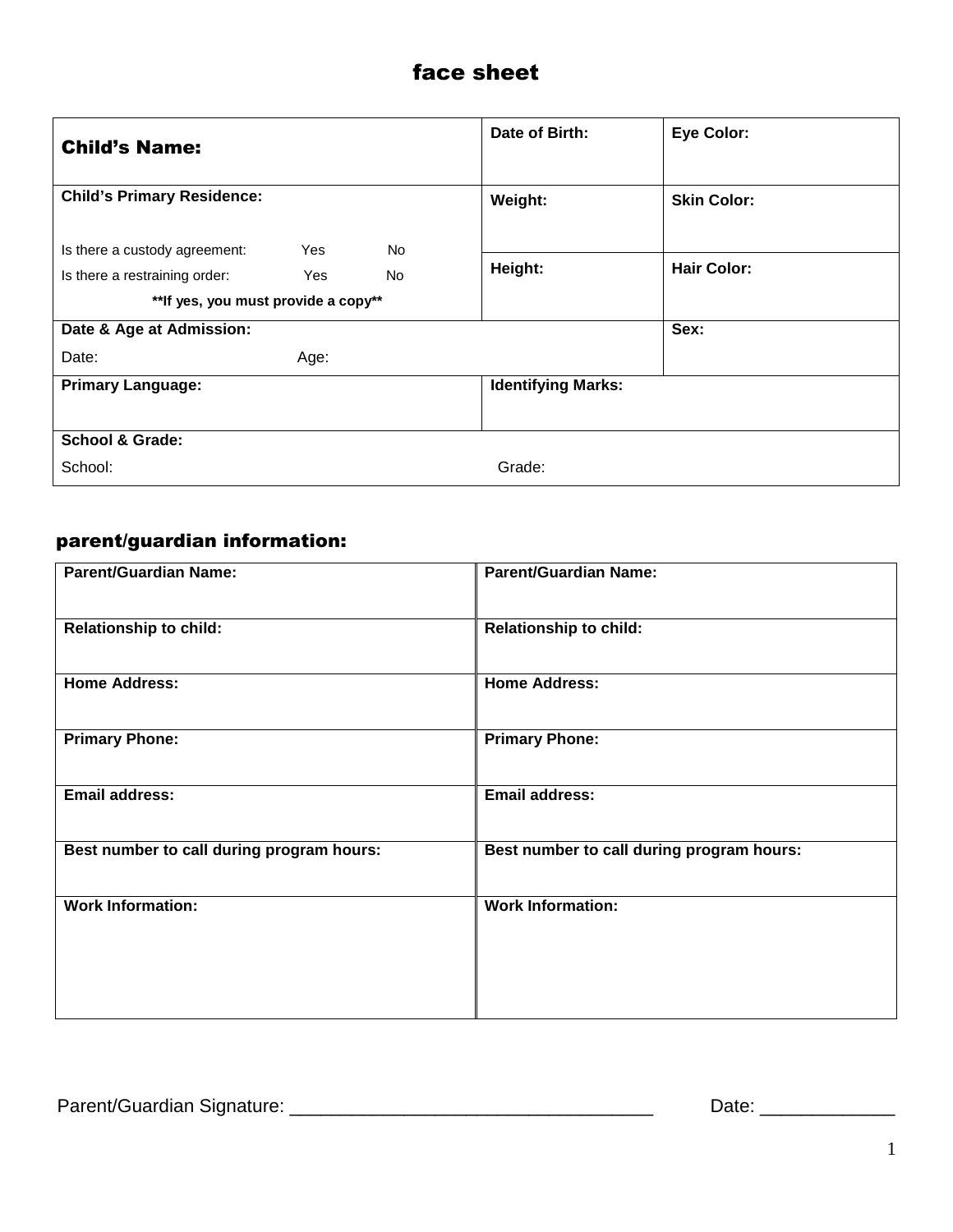# face sheet

| **Child's Name:** | | **Date of Birth:** | **Eye Color:** |
|---|---|---|---|
| **Child's Primary Residence:**<br><br>Is there a custody agreement: Yes No<br>Is there a restraining order: Yes No<br>**\*\*If yes, you must provide a copy\*\*** | | **Weight:** | **Skin Color:** |
| | | **Height:** | **Hair Color:** |
| **Date & Age at Admission:**<br>Date: Age: | | | **Sex:** |
| **Primary Language:** | | **Identifying Marks:** | |
| **School & Grade:**<br>School: | | Grade: | |

## parent/guardian information:

| **Parent/Guardian Name:** | **Parent/Guardian Name:** |
|---|---|
| **Relationship to child:** | **Relationship to child:** |
| **Home Address:** | **Home Address:** |
| **Primary Phone:** | **Primary Phone:** |
| **Email address:** | **Email address:** |
| **Best number to call during program hours:** | **Best number to call during program hours:** |
| **Work Information:** | **Work Information:** |

Parent/Guardian Signature: ___________________________________ Date: _____________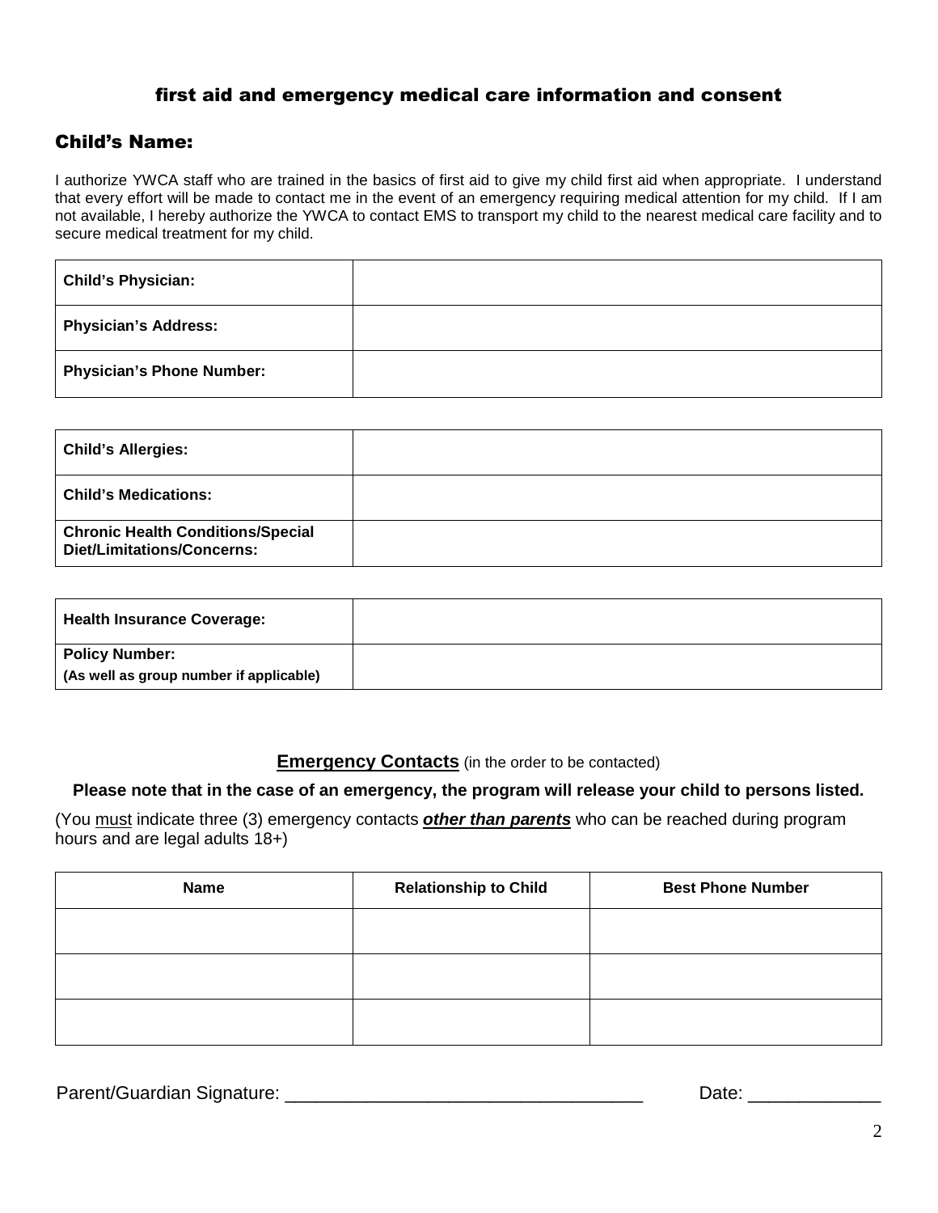# first aid and emergency medical care information and consent

## Child's Name:

I authorize YWCA staff who are trained in the basics of first aid to give my child first aid when appropriate. I understand that every effort will be made to contact me in the event of an emergency requiring medical attention for my child. If I am not available, I hereby authorize the YWCA to contact EMS to transport my child to the nearest medical care facility and to secure medical treatment for my child.

| | |
|---|---|
| **Child's Physician:** | |
| **Physician's Address:** | |
| **Physician's Phone Number:** | |

| | |
|---|---|
| **Child's Allergies:** | |
| **Child's Medications:** | |
| **Chronic Health Conditions/Special Diet/Limitations/Concerns:** | |

| | |
|---|---|
| **Health Insurance Coverage:** | |
| **Policy Number:** **(As well as group number if applicable)** | |

**Emergency Contacts** (in the order to be contacted)

**Please note that in the case of an emergency, the program will release your child to persons listed.**

(You must indicate three (3) emergency contacts ***other than parents*** who can be reached during program hours and are legal adults 18+)

| Name | Relationship to Child | Best Phone Number |
|---|---|---|
| | | |
| | | |
| | | |

Parent/Guardian Signature: ___________________________________ Date: _____________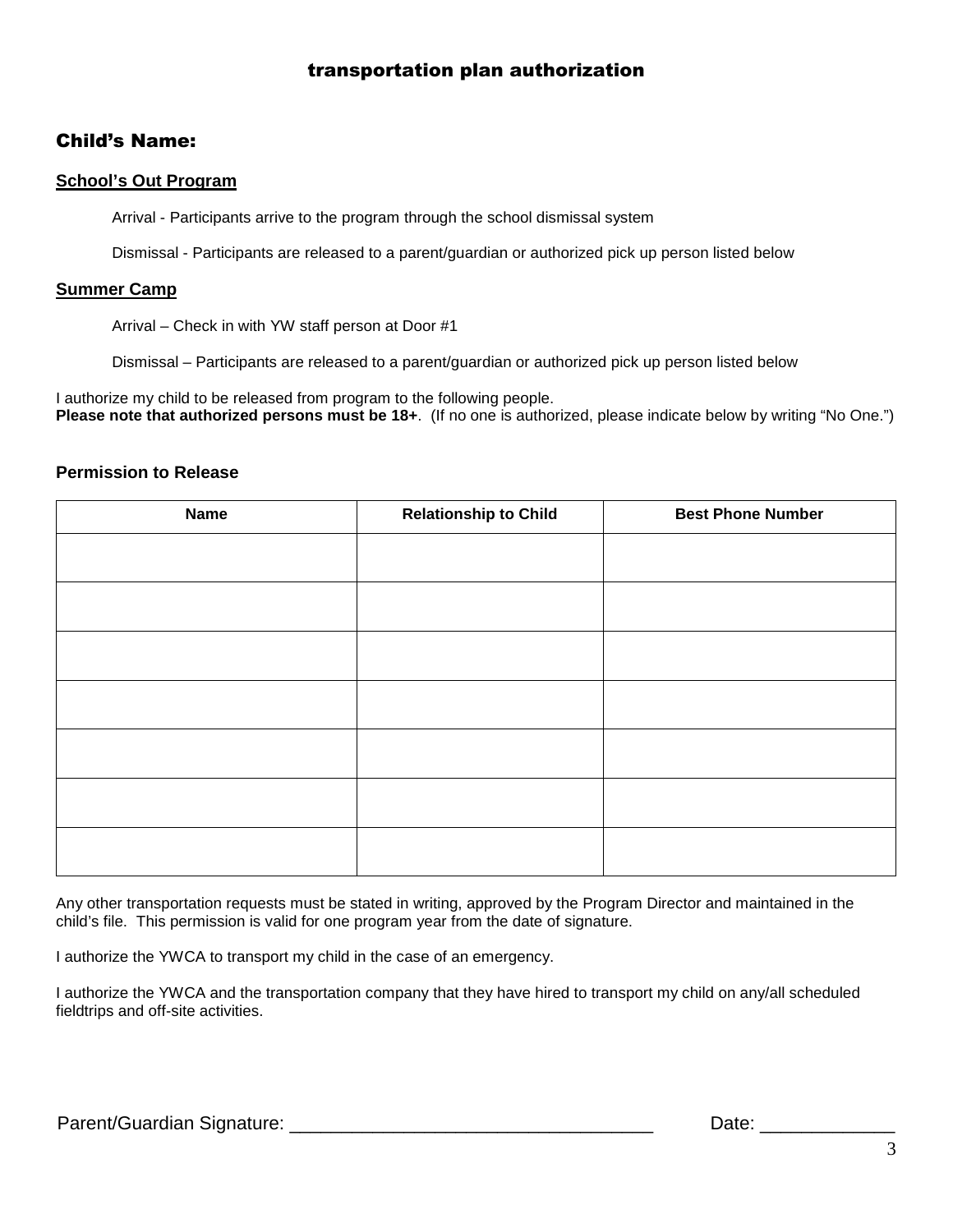# transportation plan authorization

## Child's Name:

**School's Out Program**

Arrival - Participants arrive to the program through the school dismissal system

Dismissal - Participants are released to a parent/guardian or authorized pick up person listed below

**Summer Camp**

Arrival – Check in with YW staff person at Door #1

Dismissal – Participants are released to a parent/guardian or authorized pick up person listed below

I authorize my child to be released from program to the following people.
**Please note that authorized persons must be 18+**. (If no one is authorized, please indicate below by writing "No One.")

### Permission to Release

| Name | Relationship to Child | Best Phone Number |
|---|---|---|
| | | |
| | | |
| | | |
| | | |
| | | |
| | | |
| | | |

Any other transportation requests must be stated in writing, approved by the Program Director and maintained in the child's file. This permission is valid for one program year from the date of signature.

I authorize the YWCA to transport my child in the case of an emergency.

I authorize the YWCA and the transportation company that they have hired to transport my child on any/all scheduled fieldtrips and off-site activities.

Parent/Guardian Signature: ___________________________________ Date: _____________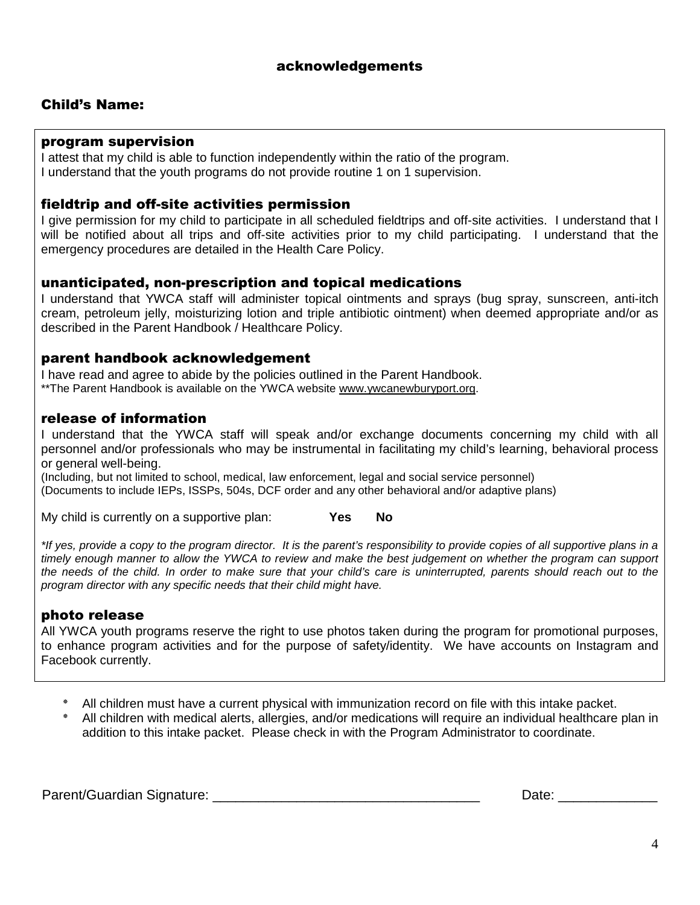# acknowledgements

**Child's Name:**

## program supervision

I attest that my child is able to function independently within the ratio of the program.
I understand that the youth programs do not provide routine 1 on 1 supervision.

## fieldtrip and off-site activities permission

I give permission for my child to participate in all scheduled fieldtrips and off-site activities. I understand that I will be notified about all trips and off-site activities prior to my child participating. I understand that the emergency procedures are detailed in the Health Care Policy.

## unanticipated, non-prescription and topical medications

I understand that YWCA staff will administer topical ointments and sprays (bug spray, sunscreen, anti-itch cream, petroleum jelly, moisturizing lotion and triple antibiotic ointment) when deemed appropriate and/or as described in the Parent Handbook / Healthcare Policy.

## parent handbook acknowledgement

I have read and agree to abide by the policies outlined in the Parent Handbook.
**The Parent Handbook is available on the YWCA website www.ywcanewburyport.org.

## release of information

I understand that the YWCA staff will speak and/or exchange documents concerning my child with all personnel and/or professionals who may be instrumental in facilitating my child's learning, behavioral process or general well-being.
(Including, but not limited to school, medical, law enforcement, legal and social service personnel)
(Documents to include IEPs, ISSPs, 504s, DCF order and any other behavioral and/or adaptive plans)

My child is currently on a supportive plan: **Yes** **No**

*\*If yes, provide a copy to the program director. It is the parent's responsibility to provide copies of all supportive plans in a timely enough manner to allow the YWCA to review and make the best judgement on whether the program can support the needs of the child. In order to make sure that your child's care is uninterrupted, parents should reach out to the program director with any specific needs that their child might have.*

## photo release

All YWCA youth programs reserve the right to use photos taken during the program for promotional purposes, to enhance program activities and for the purpose of safety/identity. We have accounts on Instagram and Facebook currently.

- All children must have a current physical with immunization record on file with this intake packet.
- All children with medical alerts, allergies, and/or medications will require an individual healthcare plan in addition to this intake packet. Please check in with the Program Administrator to coordinate.

Parent/Guardian Signature: ___________________________________ Date: _____________